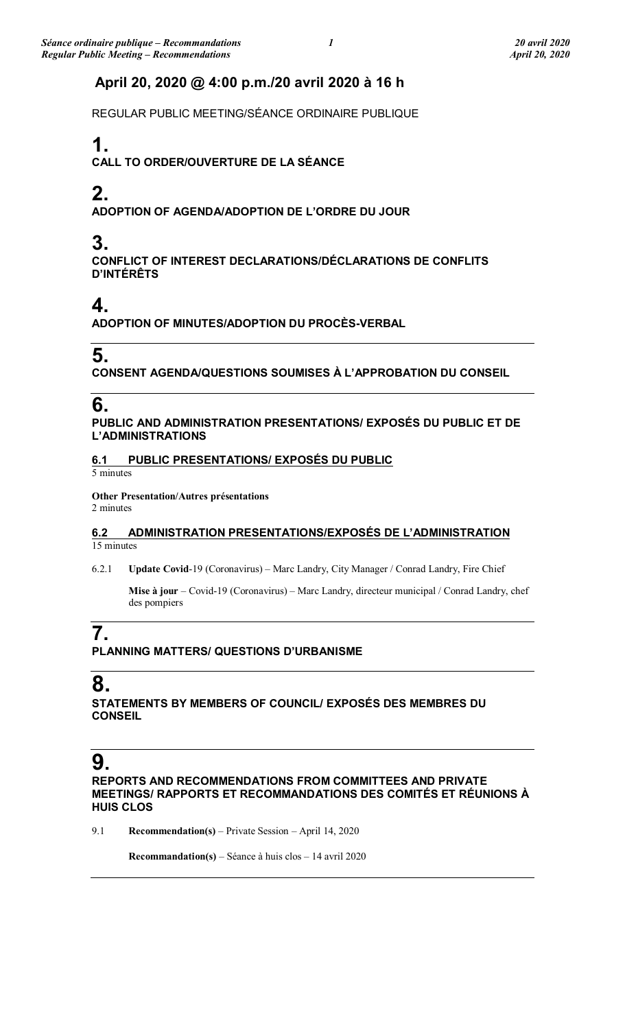## April 20, 2020 @ 4:00 p.m./20 avril 2020 à 16 h

REGULAR PUBLIC MEETING/SÉANCE ORDINAIRE PUBLIQUE

# 1.

**CALL TO ORDER/OUVERTURE DE LA SÉANCE**

# 2.

**ADOPTION OF AGENDA/ADOPTION DE L'ORDRE DU JOUR**

# 3.

**CONFLICT OF INTEREST DECLARATIONS/DÉCLARATIONS DE CONFLITS D'INTÉRÊTS**

# 4.

**ADOPTION OF MINUTES/ADOPTION DU PROCÈS-VERBAL**

# 5.

**CONSENT AGENDA/QUESTIONS SOUMISES À L'APPROBATION DU CONSEIL**

# 6.

**PUBLIC AND ADMINISTRATION PRESENTATIONS/ EXPOSÉS DU PUBLIC ET DE L'ADMINISTRATIONS**

### 6.1 PUBLIC PRESENTATIONS/ EXPOSÉS DU PUBLIC

5 minutes

**Other Presentation/Autres présentations**
2 minutes

### 6.2 ADMINISTRATION PRESENTATIONS/EXPOSÉS DE L'ADMINISTRATION

15 minutes

6.2.1 **Update Covid**-19 (Coronavirus) – Marc Landry, City Manager / Conrad Landry, Fire Chief

**Mise à jour** – Covid-19 (Coronavirus) – Marc Landry, directeur municipal / Conrad Landry, chef des pompiers

# 7.

**PLANNING MATTERS/ QUESTIONS D'URBANISME**

# 8.

**STATEMENTS BY MEMBERS OF COUNCIL/ EXPOSÉS DES MEMBRES DU CONSEIL**

# 9.

**REPORTS AND RECOMMENDATIONS FROM COMMITTEES AND PRIVATE MEETINGS/ RAPPORTS ET RECOMMANDATIONS DES COMITÉS ET RÉUNIONS À HUIS CLOS**

9.1 **Recommendation(s)** – Private Session – April 14, 2020

**Recommandation(s)** – Séance à huis clos – 14 avril 2020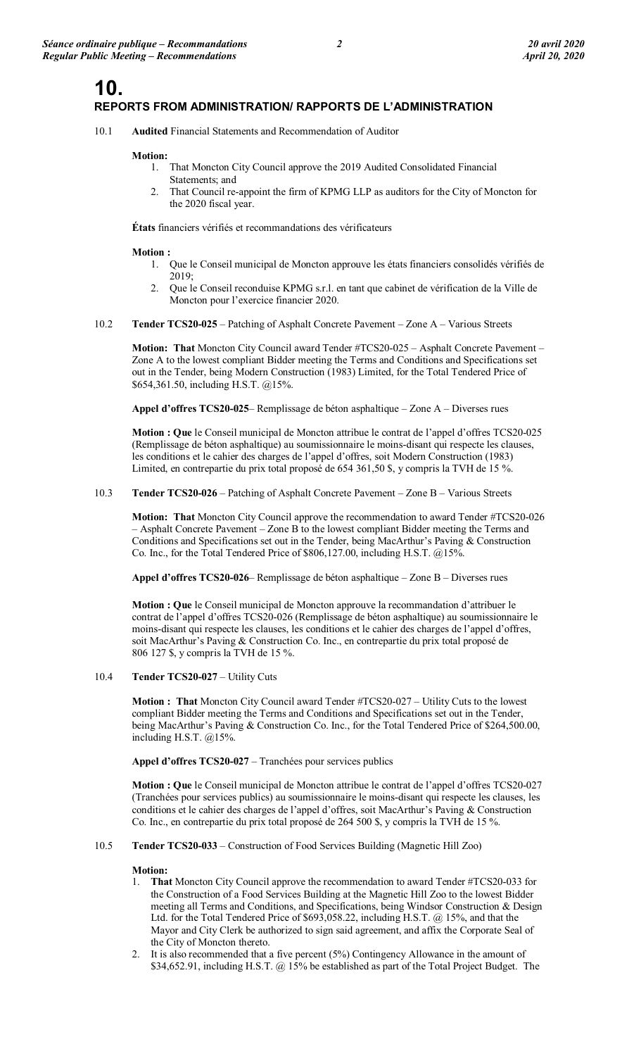# 10.

## REPORTS FROM ADMINISTRATION/ RAPPORTS DE L'ADMINISTRATION

10.1 **Audited** Financial Statements and Recommendation of Auditor

**Motion:**

1. That Moncton City Council approve the 2019 Audited Consolidated Financial Statements; and
2. That Council re-appoint the firm of KPMG LLP as auditors for the City of Moncton for the 2020 fiscal year.

**États** financiers vérifiés et recommandations des vérificateurs

**Motion :**

1. Que le Conseil municipal de Moncton approuve les états financiers consolidés vérifiés de 2019;
2. Que le Conseil reconduise KPMG s.r.l. en tant que cabinet de vérification de la Ville de Moncton pour l'exercice financier 2020.

10.2 **Tender TCS20-025** – Patching of Asphalt Concrete Pavement – Zone A – Various Streets

**Motion: That** Moncton City Council award Tender #TCS20-025 – Asphalt Concrete Pavement – Zone A to the lowest compliant Bidder meeting the Terms and Conditions and Specifications set out in the Tender, being Modern Construction (1983) Limited, for the Total Tendered Price of $654,361.50, including H.S.T. @15%.

**Appel d'offres TCS20-025**– Remplissage de béton asphaltique – Zone A – Diverses rues

**Motion : Que** le Conseil municipal de Moncton attribue le contrat de l'appel d'offres TCS20-025 (Remplissage de béton asphaltique) au soumissionnaire le moins-disant qui respecte les clauses, les conditions et le cahier des charges de l'appel d'offres, soit Modern Construction (1983) Limited, en contrepartie du prix total proposé de 654 361,50 $, y compris la TVH de 15 %.

10.3 **Tender TCS20-026** – Patching of Asphalt Concrete Pavement – Zone B – Various Streets

**Motion: That** Moncton City Council approve the recommendation to award Tender #TCS20-026 – Asphalt Concrete Pavement – Zone B to the lowest compliant Bidder meeting the Terms and Conditions and Specifications set out in the Tender, being MacArthur's Paving & Construction Co. Inc., for the Total Tendered Price of $806,127.00, including H.S.T. @15%.

**Appel d'offres TCS20-026**– Remplissage de béton asphaltique – Zone B – Diverses rues

**Motion : Que** le Conseil municipal de Moncton approuve la recommandation d'attribuer le contrat de l'appel d'offres TCS20-026 (Remplissage de béton asphaltique) au soumissionnaire le moins-disant qui respecte les clauses, les conditions et le cahier des charges de l'appel d'offres, soit MacArthur's Paving & Construction Co. Inc., en contrepartie du prix total proposé de 806 127 $, y compris la TVH de 15 %.

10.4 **Tender TCS20-027** – Utility Cuts

**Motion : That** Moncton City Council award Tender #TCS20-027 – Utility Cuts to the lowest compliant Bidder meeting the Terms and Conditions and Specifications set out in the Tender, being MacArthur's Paving & Construction Co. Inc., for the Total Tendered Price of $264,500.00, including H.S.T. @15%.

**Appel d'offres TCS20-027** – Tranchées pour services publics

**Motion : Que** le Conseil municipal de Moncton attribue le contrat de l'appel d'offres TCS20-027 (Tranchées pour services publics) au soumissionnaire le moins-disant qui respecte les clauses, les conditions et le cahier des charges de l'appel d'offres, soit MacArthur's Paving & Construction Co. Inc., en contrepartie du prix total proposé de 264 500 $, y compris la TVH de 15 %.

10.5 **Tender TCS20-033** – Construction of Food Services Building (Magnetic Hill Zoo)

**Motion:**

1. **That** Moncton City Council approve the recommendation to award Tender #TCS20-033 for the Construction of a Food Services Building at the Magnetic Hill Zoo to the lowest Bidder meeting all Terms and Conditions, and Specifications, being Windsor Construction & Design Ltd. for the Total Tendered Price of $693,058.22, including H.S.T. @ 15%, and that the Mayor and City Clerk be authorized to sign said agreement, and affix the Corporate Seal of the City of Moncton thereto.
2. It is also recommended that a five percent (5%) Contingency Allowance in the amount of $34,652.91, including H.S.T. @ 15% be established as part of the Total Project Budget. The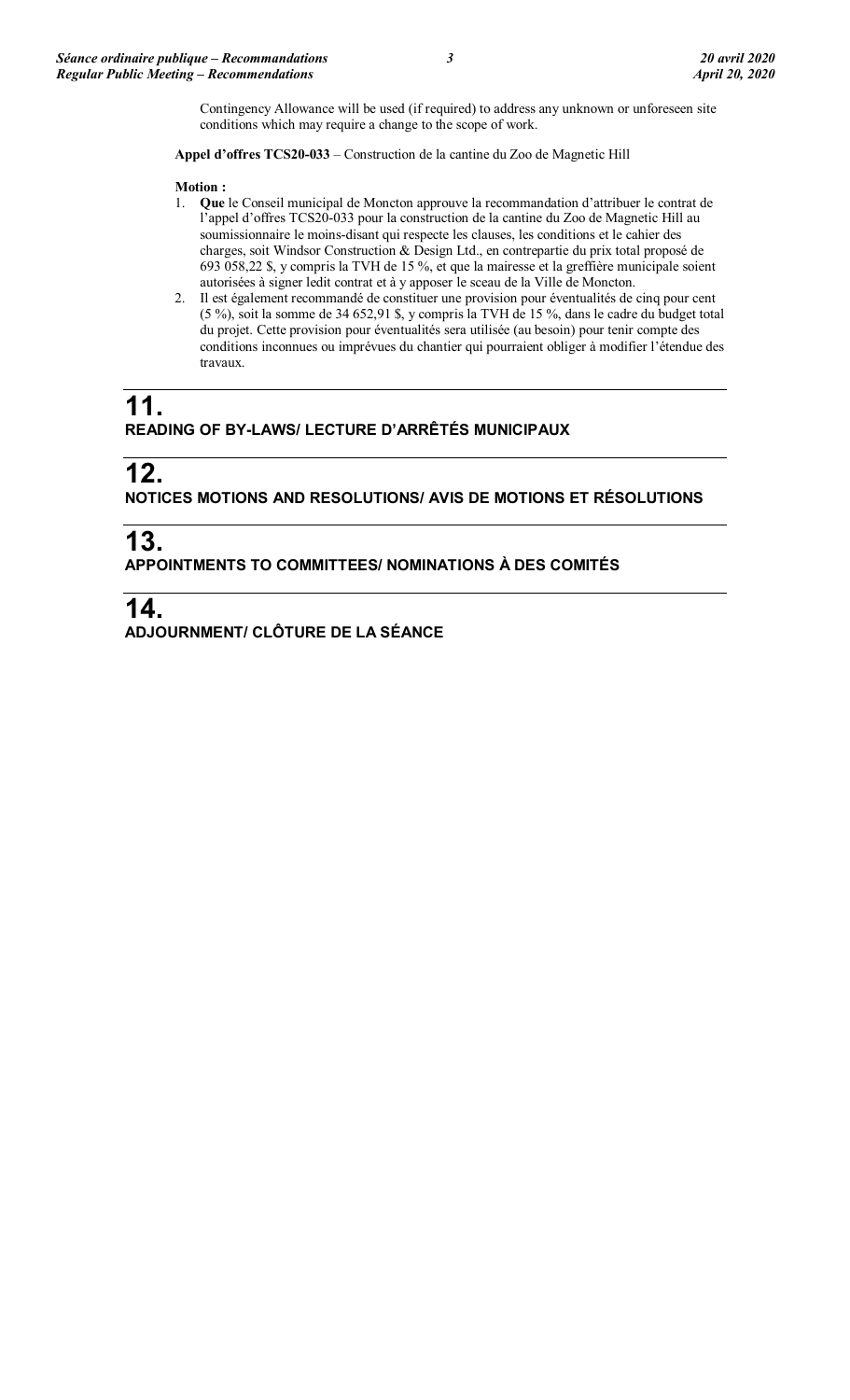Contingency Allowance will be used (if required) to address any unknown or unforeseen site conditions which may require a change to the scope of work.

**Appel d'offres TCS20-033** – Construction de la cantine du Zoo de Magnetic Hill

**Motion :**

1. **Que** le Conseil municipal de Moncton approuve la recommandation d'attribuer le contrat de l'appel d'offres TCS20-033 pour la construction de la cantine du Zoo de Magnetic Hill au soumissionnaire le moins-disant qui respecte les clauses, les conditions et le cahier des charges, soit Windsor Construction & Design Ltd., en contrepartie du prix total proposé de 693 058,22 $, y compris la TVH de 15 %, et que la mairesse et la greffière municipale soient autorisées à signer ledit contrat et à y apposer le sceau de la Ville de Moncton.
2. Il est également recommandé de constituer une provision pour éventualités de cinq pour cent (5 %), soit la somme de 34 652,91 $, y compris la TVH de 15 %, dans le cadre du budget total du projet. Cette provision pour éventualités sera utilisée (au besoin) pour tenir compte des conditions inconnues ou imprévues du chantier qui pourraient obliger à modifier l'étendue des travaux.

## 11.
**READING OF BY-LAWS/ LECTURE D'ARRÊTÉS MUNICIPAUX**

## 12.
**NOTICES MOTIONS AND RESOLUTIONS/ AVIS DE MOTIONS ET RÉSOLUTIONS**

## 13.
**APPOINTMENTS TO COMMITTEES/ NOMINATIONS À DES COMITÉS**

## 14.
**ADJOURNMENT/ CLÔTURE DE LA SÉANCE**